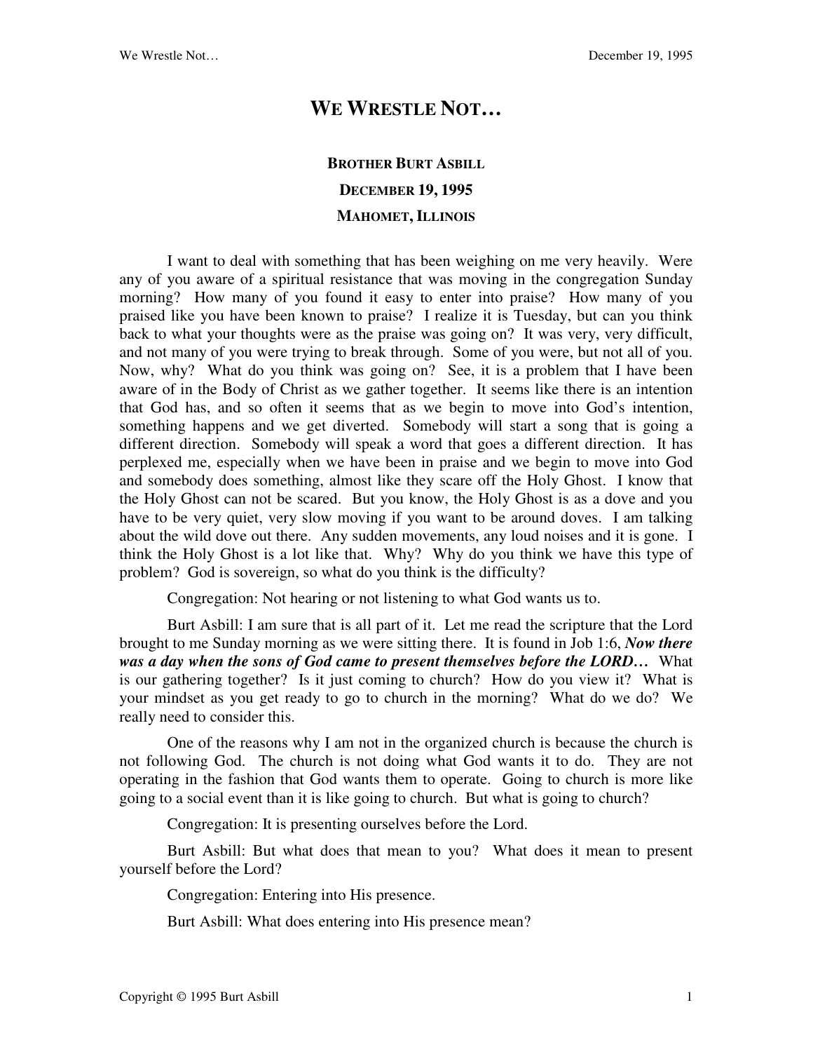# WE WRESTLE NOT…

### BROTHER BURT ASBILL

### DECEMBER 19, 1995

### MAHOMET, ILLINOIS

I want to deal with something that has been weighing on me very heavily. Were any of you aware of a spiritual resistance that was moving in the congregation Sunday morning? How many of you found it easy to enter into praise? How many of you praised like you have been known to praise? I realize it is Tuesday, but can you think back to what your thoughts were as the praise was going on? It was very, very difficult, and not many of you were trying to break through. Some of you were, but not all of you. Now, why? What do you think was going on? See, it is a problem that I have been aware of in the Body of Christ as we gather together. It seems like there is an intention that God has, and so often it seems that as we begin to move into God's intention, something happens and we get diverted. Somebody will start a song that is going a different direction. Somebody will speak a word that goes a different direction. It has perplexed me, especially when we have been in praise and we begin to move into God and somebody does something, almost like they scare off the Holy Ghost. I know that the Holy Ghost can not be scared. But you know, the Holy Ghost is as a dove and you have to be very quiet, very slow moving if you want to be around doves. I am talking about the wild dove out there. Any sudden movements, any loud noises and it is gone. I think the Holy Ghost is a lot like that. Why? Why do you think we have this type of problem? God is sovereign, so what do you think is the difficulty?

Congregation: Not hearing or not listening to what God wants us to.

Burt Asbill: I am sure that is all part of it. Let me read the scripture that the Lord brought to me Sunday morning as we were sitting there. It is found in Job 1:6, ***Now there was a day when the sons of God came to present themselves before the LORD…*** What is our gathering together? Is it just coming to church? How do you view it? What is your mindset as you get ready to go to church in the morning? What do we do? We really need to consider this.

One of the reasons why I am not in the organized church is because the church is not following God. The church is not doing what God wants it to do. They are not operating in the fashion that God wants them to operate. Going to church is more like going to a social event than it is like going to church. But what is going to church?

Congregation: It is presenting ourselves before the Lord.

Burt Asbill: But what does that mean to you? What does it mean to present yourself before the Lord?

Congregation: Entering into His presence.

Burt Asbill: What does entering into His presence mean?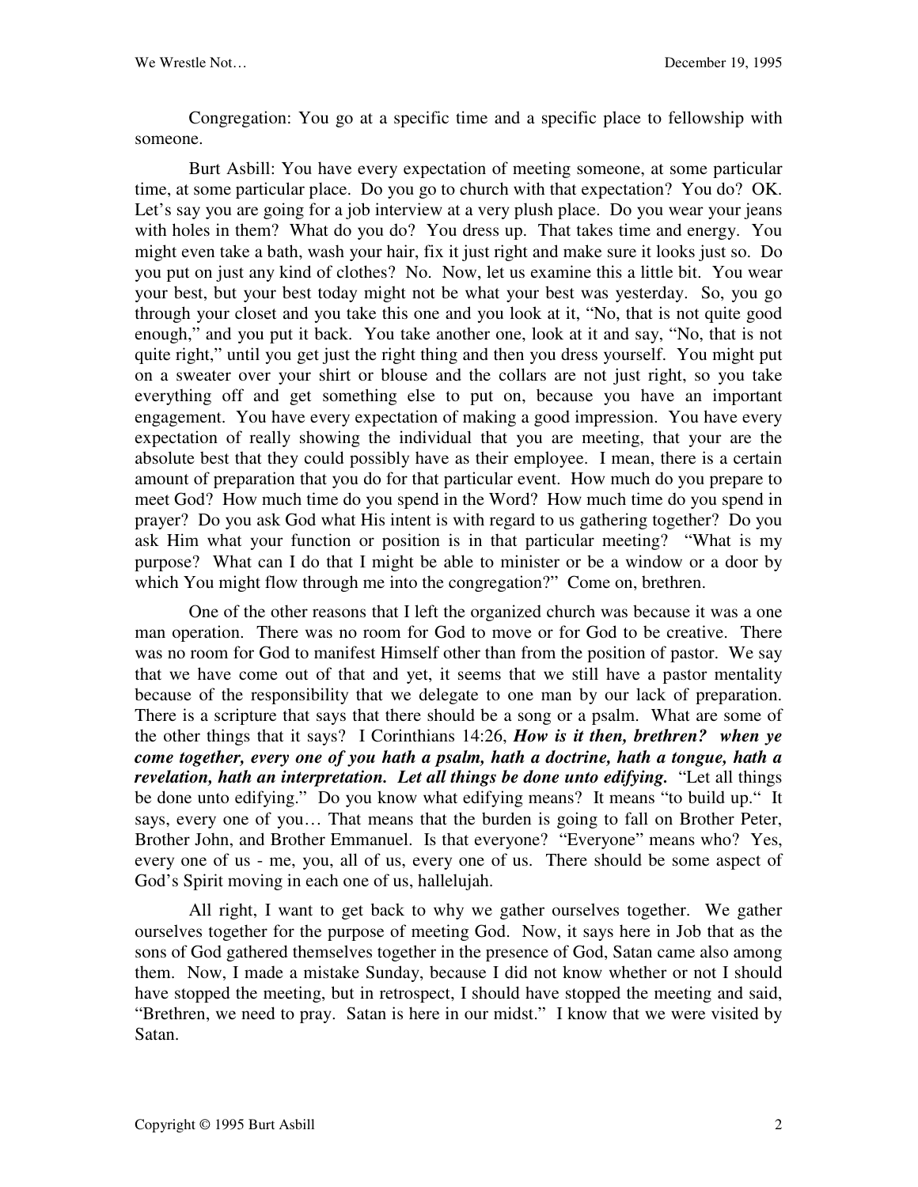Congregation: You go at a specific time and a specific place to fellowship with someone.

Burt Asbill: You have every expectation of meeting someone, at some particular time, at some particular place. Do you go to church with that expectation? You do? OK. Let's say you are going for a job interview at a very plush place. Do you wear your jeans with holes in them? What do you do? You dress up. That takes time and energy. You might even take a bath, wash your hair, fix it just right and make sure it looks just so. Do you put on just any kind of clothes? No. Now, let us examine this a little bit. You wear your best, but your best today might not be what your best was yesterday. So, you go through your closet and you take this one and you look at it, "No, that is not quite good enough," and you put it back. You take another one, look at it and say, "No, that is not quite right," until you get just the right thing and then you dress yourself. You might put on a sweater over your shirt or blouse and the collars are not just right, so you take everything off and get something else to put on, because you have an important engagement. You have every expectation of making a good impression. You have every expectation of really showing the individual that you are meeting, that your are the absolute best that they could possibly have as their employee. I mean, there is a certain amount of preparation that you do for that particular event. How much do you prepare to meet God? How much time do you spend in the Word? How much time do you spend in prayer? Do you ask God what His intent is with regard to us gathering together? Do you ask Him what your function or position is in that particular meeting? "What is my purpose? What can I do that I might be able to minister or be a window or a door by which You might flow through me into the congregation?" Come on, brethren.

One of the other reasons that I left the organized church was because it was a one man operation. There was no room for God to move or for God to be creative. There was no room for God to manifest Himself other than from the position of pastor. We say that we have come out of that and yet, it seems that we still have a pastor mentality because of the responsibility that we delegate to one man by our lack of preparation. There is a scripture that says that there should be a song or a psalm. What are some of the other things that it says? I Corinthians 14:26, ***How is it then, brethren? when ye come together, every one of you hath a psalm, hath a doctrine, hath a tongue, hath a revelation, hath an interpretation. Let all things be done unto edifying.*** "Let all things be done unto edifying." Do you know what edifying means? It means "to build up." It says, every one of you… That means that the burden is going to fall on Brother Peter, Brother John, and Brother Emmanuel. Is that everyone? "Everyone" means who? Yes, every one of us - me, you, all of us, every one of us. There should be some aspect of God's Spirit moving in each one of us, hallelujah.

All right, I want to get back to why we gather ourselves together. We gather ourselves together for the purpose of meeting God. Now, it says here in Job that as the sons of God gathered themselves together in the presence of God, Satan came also among them. Now, I made a mistake Sunday, because I did not know whether or not I should have stopped the meeting, but in retrospect, I should have stopped the meeting and said, "Brethren, we need to pray. Satan is here in our midst." I know that we were visited by Satan.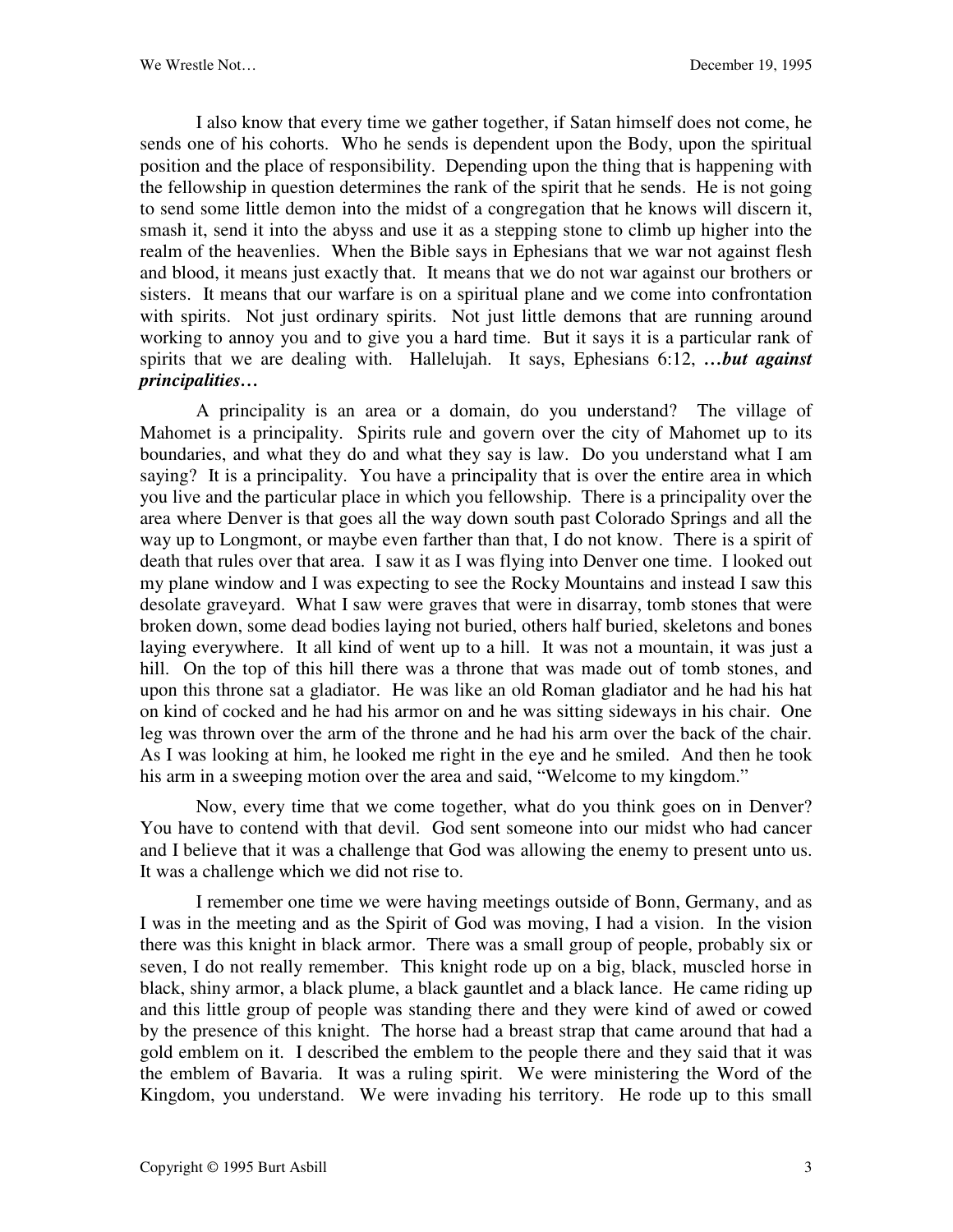I also know that every time we gather together, if Satan himself does not come, he sends one of his cohorts. Who he sends is dependent upon the Body, upon the spiritual position and the place of responsibility. Depending upon the thing that is happening with the fellowship in question determines the rank of the spirit that he sends. He is not going to send some little demon into the midst of a congregation that he knows will discern it, smash it, send it into the abyss and use it as a stepping stone to climb up higher into the realm of the heavenlies. When the Bible says in Ephesians that we war not against flesh and blood, it means just exactly that. It means that we do not war against our brothers or sisters. It means that our warfare is on a spiritual plane and we come into confrontation with spirits. Not just ordinary spirits. Not just little demons that are running around working to annoy you and to give you a hard time. But it says it is a particular rank of spirits that we are dealing with. Hallelujah. It says, Ephesians 6:12, ***…but against principalities…***

A principality is an area or a domain, do you understand? The village of Mahomet is a principality. Spirits rule and govern over the city of Mahomet up to its boundaries, and what they do and what they say is law. Do you understand what I am saying? It is a principality. You have a principality that is over the entire area in which you live and the particular place in which you fellowship. There is a principality over the area where Denver is that goes all the way down south past Colorado Springs and all the way up to Longmont, or maybe even farther than that, I do not know. There is a spirit of death that rules over that area. I saw it as I was flying into Denver one time. I looked out my plane window and I was expecting to see the Rocky Mountains and instead I saw this desolate graveyard. What I saw were graves that were in disarray, tomb stones that were broken down, some dead bodies laying not buried, others half buried, skeletons and bones laying everywhere. It all kind of went up to a hill. It was not a mountain, it was just a hill. On the top of this hill there was a throne that was made out of tomb stones, and upon this throne sat a gladiator. He was like an old Roman gladiator and he had his hat on kind of cocked and he had his armor on and he was sitting sideways in his chair. One leg was thrown over the arm of the throne and he had his arm over the back of the chair. As I was looking at him, he looked me right in the eye and he smiled. And then he took his arm in a sweeping motion over the area and said, "Welcome to my kingdom."

Now, every time that we come together, what do you think goes on in Denver? You have to contend with that devil. God sent someone into our midst who had cancer and I believe that it was a challenge that God was allowing the enemy to present unto us. It was a challenge which we did not rise to.

I remember one time we were having meetings outside of Bonn, Germany, and as I was in the meeting and as the Spirit of God was moving, I had a vision. In the vision there was this knight in black armor. There was a small group of people, probably six or seven, I do not really remember. This knight rode up on a big, black, muscled horse in black, shiny armor, a black plume, a black gauntlet and a black lance. He came riding up and this little group of people was standing there and they were kind of awed or cowed by the presence of this knight. The horse had a breast strap that came around that had a gold emblem on it. I described the emblem to the people there and they said that it was the emblem of Bavaria. It was a ruling spirit. We were ministering the Word of the Kingdom, you understand. We were invading his territory. He rode up to this small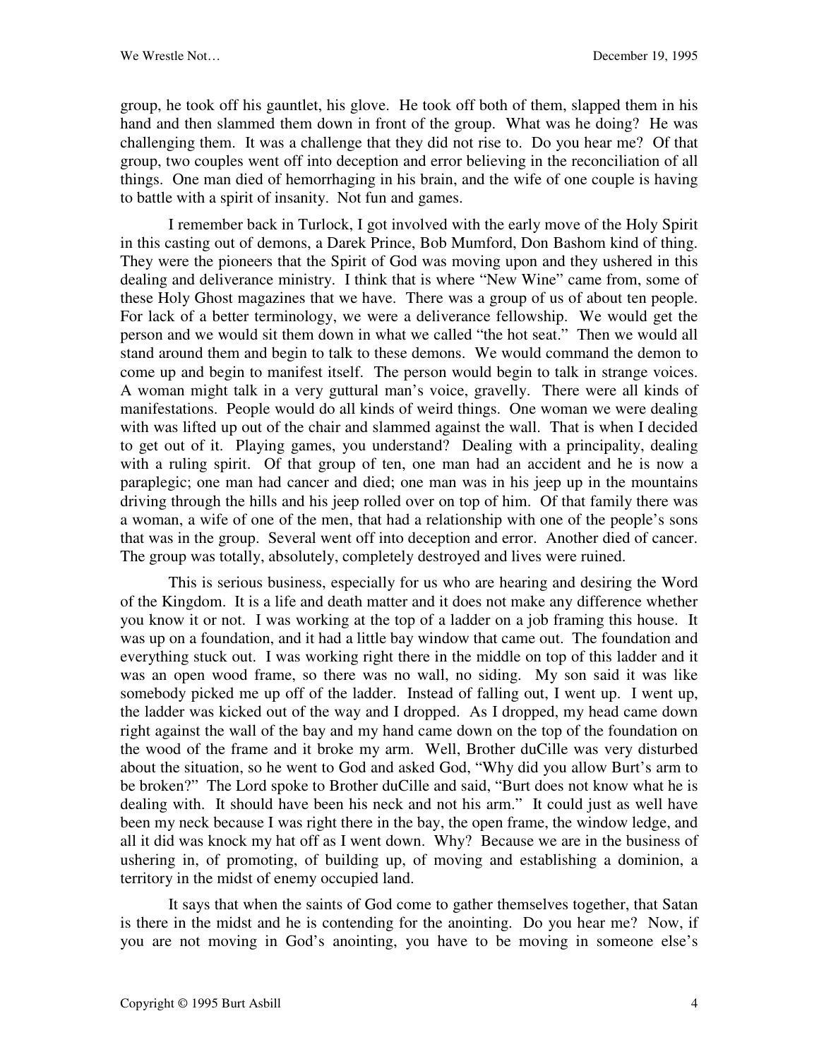group, he took off his gauntlet, his glove. He took off both of them, slapped them in his hand and then slammed them down in front of the group. What was he doing? He was challenging them. It was a challenge that they did not rise to. Do you hear me? Of that group, two couples went off into deception and error believing in the reconciliation of all things. One man died of hemorrhaging in his brain, and the wife of one couple is having to battle with a spirit of insanity. Not fun and games.

I remember back in Turlock, I got involved with the early move of the Holy Spirit in this casting out of demons, a Darek Prince, Bob Mumford, Don Bashom kind of thing. They were the pioneers that the Spirit of God was moving upon and they ushered in this dealing and deliverance ministry. I think that is where "New Wine" came from, some of these Holy Ghost magazines that we have. There was a group of us of about ten people. For lack of a better terminology, we were a deliverance fellowship. We would get the person and we would sit them down in what we called "the hot seat." Then we would all stand around them and begin to talk to these demons. We would command the demon to come up and begin to manifest itself. The person would begin to talk in strange voices. A woman might talk in a very guttural man's voice, gravelly. There were all kinds of manifestations. People would do all kinds of weird things. One woman we were dealing with was lifted up out of the chair and slammed against the wall. That is when I decided to get out of it. Playing games, you understand? Dealing with a principality, dealing with a ruling spirit. Of that group of ten, one man had an accident and he is now a paraplegic; one man had cancer and died; one man was in his jeep up in the mountains driving through the hills and his jeep rolled over on top of him. Of that family there was a woman, a wife of one of the men, that had a relationship with one of the people's sons that was in the group. Several went off into deception and error. Another died of cancer. The group was totally, absolutely, completely destroyed and lives were ruined.

This is serious business, especially for us who are hearing and desiring the Word of the Kingdom. It is a life and death matter and it does not make any difference whether you know it or not. I was working at the top of a ladder on a job framing this house. It was up on a foundation, and it had a little bay window that came out. The foundation and everything stuck out. I was working right there in the middle on top of this ladder and it was an open wood frame, so there was no wall, no siding. My son said it was like somebody picked me up off of the ladder. Instead of falling out, I went up. I went up, the ladder was kicked out of the way and I dropped. As I dropped, my head came down right against the wall of the bay and my hand came down on the top of the foundation on the wood of the frame and it broke my arm. Well, Brother duCille was very disturbed about the situation, so he went to God and asked God, "Why did you allow Burt's arm to be broken?" The Lord spoke to Brother duCille and said, "Burt does not know what he is dealing with. It should have been his neck and not his arm." It could just as well have been my neck because I was right there in the bay, the open frame, the window ledge, and all it did was knock my hat off as I went down. Why? Because we are in the business of ushering in, of promoting, of building up, of moving and establishing a dominion, a territory in the midst of enemy occupied land.

It says that when the saints of God come to gather themselves together, that Satan is there in the midst and he is contending for the anointing. Do you hear me? Now, if you are not moving in God's anointing, you have to be moving in someone else's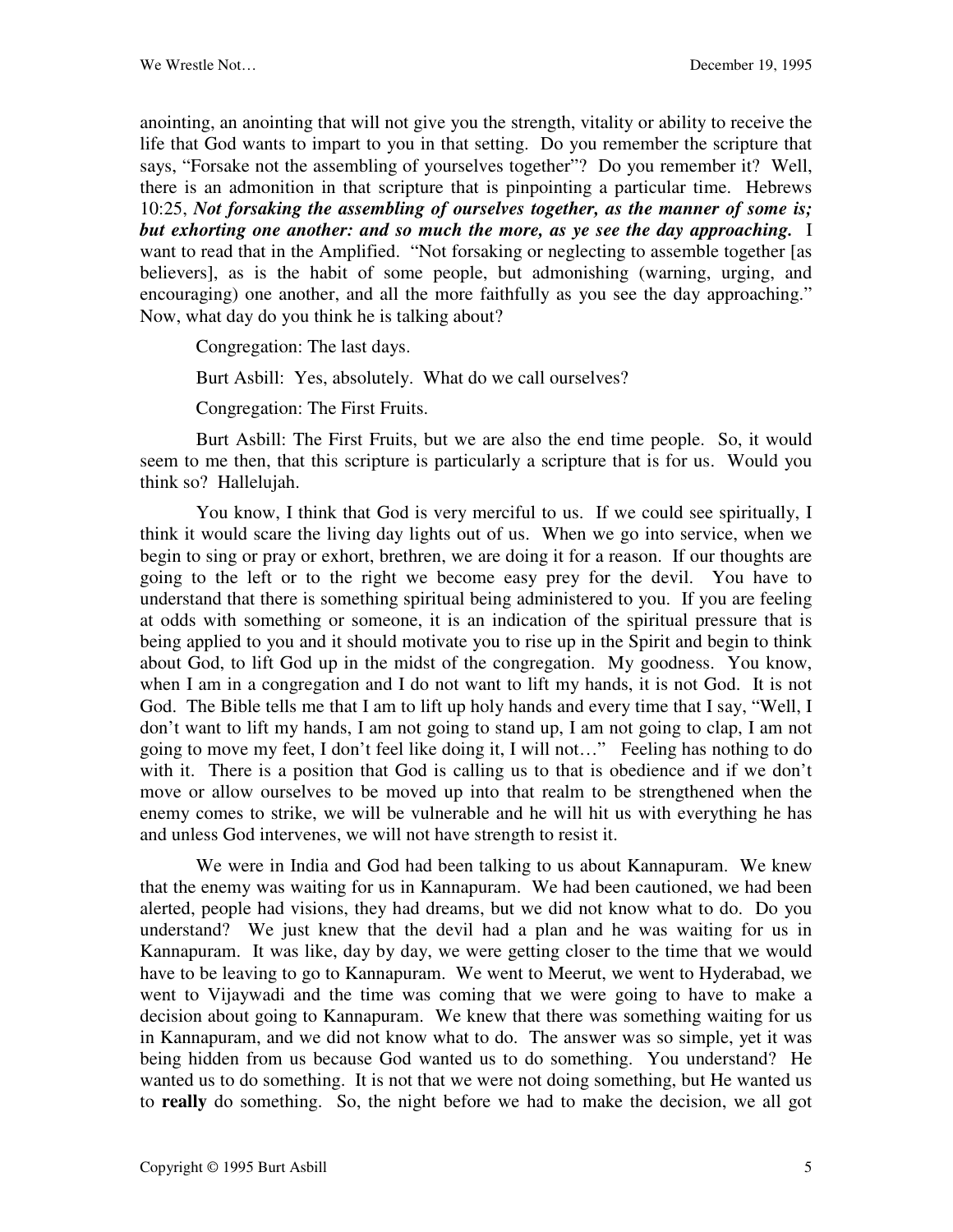anointing, an anointing that will not give you the strength, vitality or ability to receive the life that God wants to impart to you in that setting. Do you remember the scripture that says, "Forsake not the assembling of yourselves together"? Do you remember it? Well, there is an admonition in that scripture that is pinpointing a particular time. Hebrews 10:25, ***Not forsaking the assembling of ourselves together, as the manner of some is; but exhorting one another: and so much the more, as ye see the day approaching.*** I want to read that in the Amplified. "Not forsaking or neglecting to assemble together [as believers], as is the habit of some people, but admonishing (warning, urging, and encouraging) one another, and all the more faithfully as you see the day approaching." Now, what day do you think he is talking about?

Congregation: The last days.

Burt Asbill: Yes, absolutely. What do we call ourselves?

Congregation: The First Fruits.

Burt Asbill: The First Fruits, but we are also the end time people. So, it would seem to me then, that this scripture is particularly a scripture that is for us. Would you think so? Hallelujah.

You know, I think that God is very merciful to us. If we could see spiritually, I think it would scare the living day lights out of us. When we go into service, when we begin to sing or pray or exhort, brethren, we are doing it for a reason. If our thoughts are going to the left or to the right we become easy prey for the devil. You have to understand that there is something spiritual being administered to you. If you are feeling at odds with something or someone, it is an indication of the spiritual pressure that is being applied to you and it should motivate you to rise up in the Spirit and begin to think about God, to lift God up in the midst of the congregation. My goodness. You know, when I am in a congregation and I do not want to lift my hands, it is not God. It is not God. The Bible tells me that I am to lift up holy hands and every time that I say, "Well, I don't want to lift my hands, I am not going to stand up, I am not going to clap, I am not going to move my feet, I don't feel like doing it, I will not…" Feeling has nothing to do with it. There is a position that God is calling us to that is obedience and if we don't move or allow ourselves to be moved up into that realm to be strengthened when the enemy comes to strike, we will be vulnerable and he will hit us with everything he has and unless God intervenes, we will not have strength to resist it.

We were in India and God had been talking to us about Kannapuram. We knew that the enemy was waiting for us in Kannapuram. We had been cautioned, we had been alerted, people had visions, they had dreams, but we did not know what to do. Do you understand? We just knew that the devil had a plan and he was waiting for us in Kannapuram. It was like, day by day, we were getting closer to the time that we would have to be leaving to go to Kannapuram. We went to Meerut, we went to Hyderabad, we went to Vijaywadi and the time was coming that we were going to have to make a decision about going to Kannapuram. We knew that there was something waiting for us in Kannapuram, and we did not know what to do. The answer was so simple, yet it was being hidden from us because God wanted us to do something. You understand? He wanted us to do something. It is not that we were not doing something, but He wanted us to **really** do something. So, the night before we had to make the decision, we all got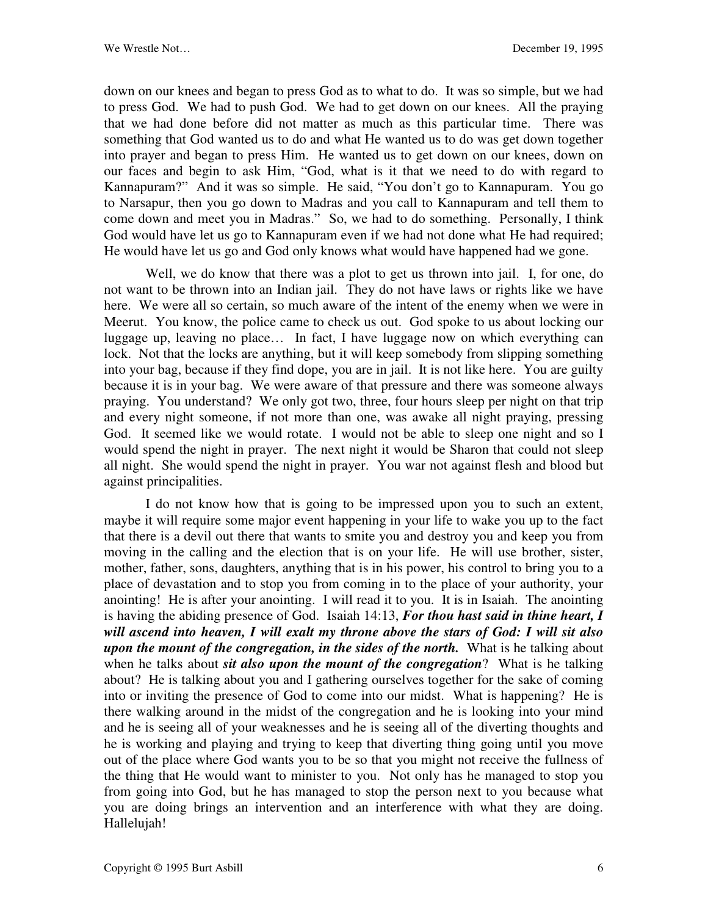down on our knees and began to press God as to what to do. It was so simple, but we had to press God. We had to push God. We had to get down on our knees. All the praying that we had done before did not matter as much as this particular time. There was something that God wanted us to do and what He wanted us to do was get down together into prayer and began to press Him. He wanted us to get down on our knees, down on our faces and begin to ask Him, "God, what is it that we need to do with regard to Kannapuram?" And it was so simple. He said, "You don't go to Kannapuram. You go to Narsapur, then you go down to Madras and you call to Kannapuram and tell them to come down and meet you in Madras." So, we had to do something. Personally, I think God would have let us go to Kannapuram even if we had not done what He had required; He would have let us go and God only knows what would have happened had we gone.

Well, we do know that there was a plot to get us thrown into jail. I, for one, do not want to be thrown into an Indian jail. They do not have laws or rights like we have here. We were all so certain, so much aware of the intent of the enemy when we were in Meerut. You know, the police came to check us out. God spoke to us about locking our luggage up, leaving no place… In fact, I have luggage now on which everything can lock. Not that the locks are anything, but it will keep somebody from slipping something into your bag, because if they find dope, you are in jail. It is not like here. You are guilty because it is in your bag. We were aware of that pressure and there was someone always praying. You understand? We only got two, three, four hours sleep per night on that trip and every night someone, if not more than one, was awake all night praying, pressing God. It seemed like we would rotate. I would not be able to sleep one night and so I would spend the night in prayer. The next night it would be Sharon that could not sleep all night. She would spend the night in prayer. You war not against flesh and blood but against principalities.

I do not know how that is going to be impressed upon you to such an extent, maybe it will require some major event happening in your life to wake you up to the fact that there is a devil out there that wants to smite you and destroy you and keep you from moving in the calling and the election that is on your life. He will use brother, sister, mother, father, sons, daughters, anything that is in his power, his control to bring you to a place of devastation and to stop you from coming in to the place of your authority, your anointing! He is after your anointing. I will read it to you. It is in Isaiah. The anointing is having the abiding presence of God. Isaiah 14:13, ***For thou hast said in thine heart, I will ascend into heaven, I will exalt my throne above the stars of God: I will sit also upon the mount of the congregation, in the sides of the north.*** What is he talking about when he talks about ***sit also upon the mount of the congregation***? What is he talking about? He is talking about you and I gathering ourselves together for the sake of coming into or inviting the presence of God to come into our midst. What is happening? He is there walking around in the midst of the congregation and he is looking into your mind and he is seeing all of your weaknesses and he is seeing all of the diverting thoughts and he is working and playing and trying to keep that diverting thing going until you move out of the place where God wants you to be so that you might not receive the fullness of the thing that He would want to minister to you. Not only has he managed to stop you from going into God, but he has managed to stop the person next to you because what you are doing brings an intervention and an interference with what they are doing. Hallelujah!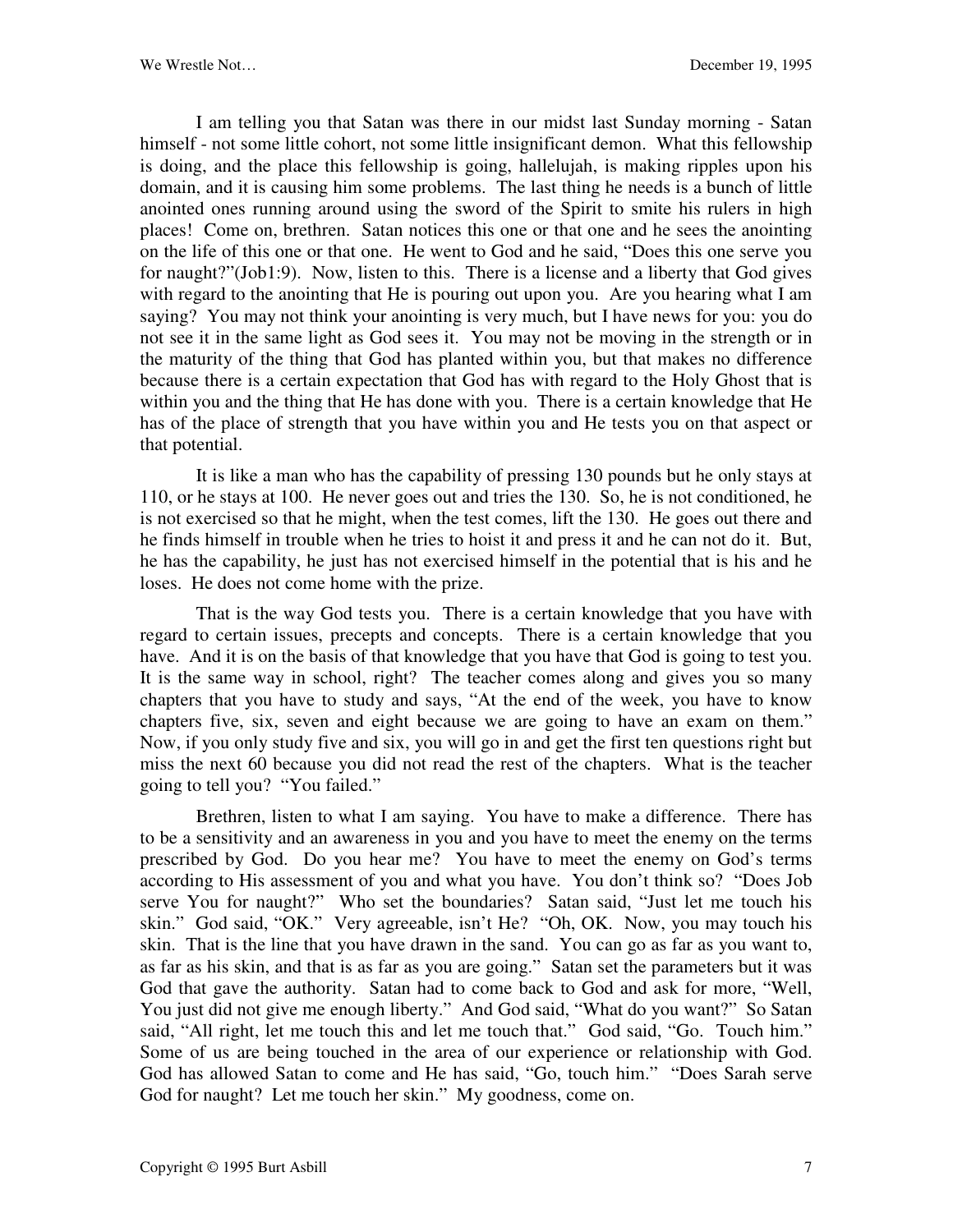I am telling you that Satan was there in our midst last Sunday morning - Satan himself - not some little cohort, not some little insignificant demon. What this fellowship is doing, and the place this fellowship is going, hallelujah, is making ripples upon his domain, and it is causing him some problems. The last thing he needs is a bunch of little anointed ones running around using the sword of the Spirit to smite his rulers in high places! Come on, brethren. Satan notices this one or that one and he sees the anointing on the life of this one or that one. He went to God and he said, "Does this one serve you for naught?"(Job1:9). Now, listen to this. There is a license and a liberty that God gives with regard to the anointing that He is pouring out upon you. Are you hearing what I am saying? You may not think your anointing is very much, but I have news for you: you do not see it in the same light as God sees it. You may not be moving in the strength or in the maturity of the thing that God has planted within you, but that makes no difference because there is a certain expectation that God has with regard to the Holy Ghost that is within you and the thing that He has done with you. There is a certain knowledge that He has of the place of strength that you have within you and He tests you on that aspect or that potential.

It is like a man who has the capability of pressing 130 pounds but he only stays at 110, or he stays at 100. He never goes out and tries the 130. So, he is not conditioned, he is not exercised so that he might, when the test comes, lift the 130. He goes out there and he finds himself in trouble when he tries to hoist it and press it and he can not do it. But, he has the capability, he just has not exercised himself in the potential that is his and he loses. He does not come home with the prize.

That is the way God tests you. There is a certain knowledge that you have with regard to certain issues, precepts and concepts. There is a certain knowledge that you have. And it is on the basis of that knowledge that you have that God is going to test you. It is the same way in school, right? The teacher comes along and gives you so many chapters that you have to study and says, "At the end of the week, you have to know chapters five, six, seven and eight because we are going to have an exam on them." Now, if you only study five and six, you will go in and get the first ten questions right but miss the next 60 because you did not read the rest of the chapters. What is the teacher going to tell you? "You failed."

Brethren, listen to what I am saying. You have to make a difference. There has to be a sensitivity and an awareness in you and you have to meet the enemy on the terms prescribed by God. Do you hear me? You have to meet the enemy on God's terms according to His assessment of you and what you have. You don't think so? "Does Job serve You for naught?" Who set the boundaries? Satan said, "Just let me touch his skin." God said, "OK." Very agreeable, isn't He? "Oh, OK. Now, you may touch his skin. That is the line that you have drawn in the sand. You can go as far as you want to, as far as his skin, and that is as far as you are going." Satan set the parameters but it was God that gave the authority. Satan had to come back to God and ask for more, "Well, You just did not give me enough liberty." And God said, "What do you want?" So Satan said, "All right, let me touch this and let me touch that." God said, "Go. Touch him." Some of us are being touched in the area of our experience or relationship with God. God has allowed Satan to come and He has said, "Go, touch him." "Does Sarah serve God for naught? Let me touch her skin." My goodness, come on.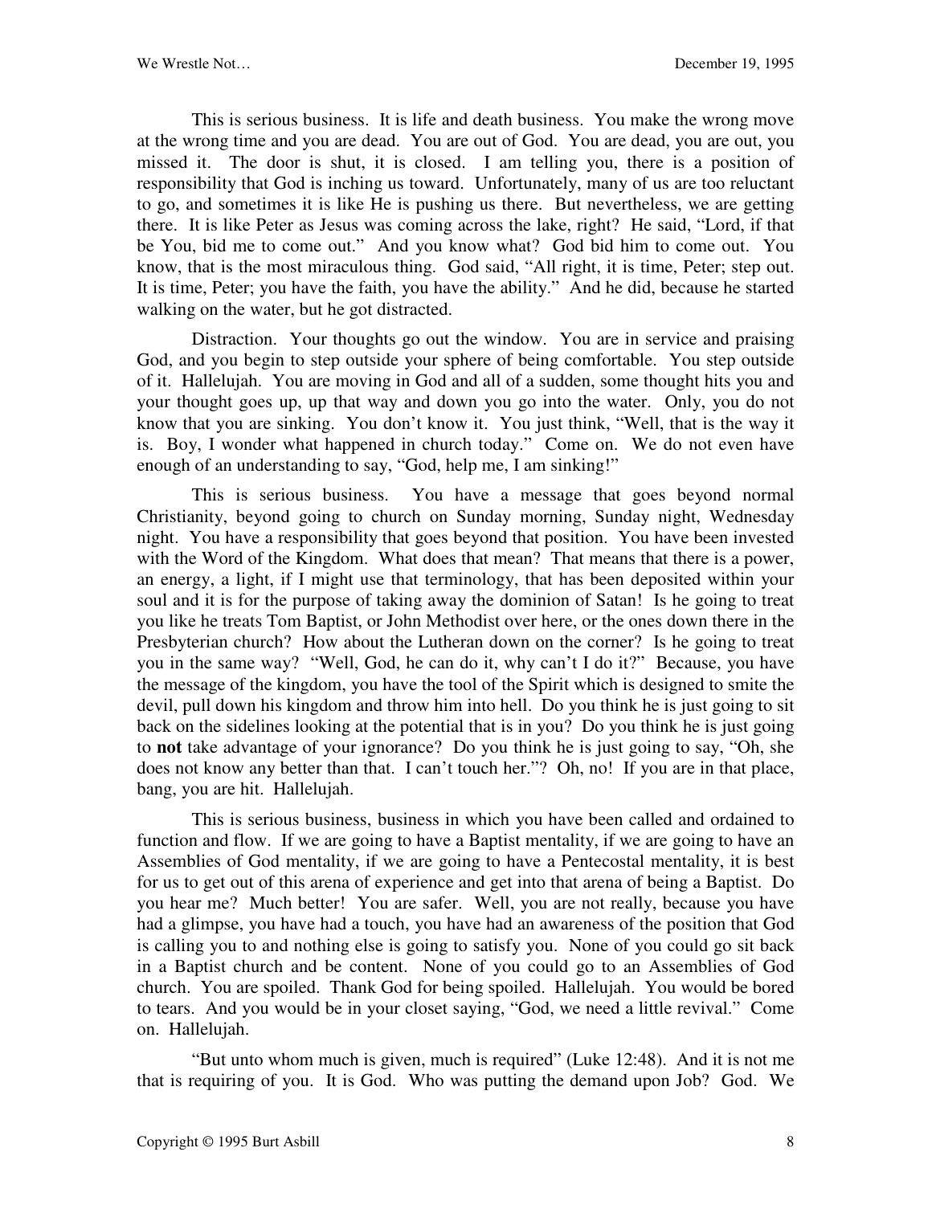This is serious business. It is life and death business. You make the wrong move at the wrong time and you are dead. You are out of God. You are dead, you are out, you missed it. The door is shut, it is closed. I am telling you, there is a position of responsibility that God is inching us toward. Unfortunately, many of us are too reluctant to go, and sometimes it is like He is pushing us there. But nevertheless, we are getting there. It is like Peter as Jesus was coming across the lake, right? He said, "Lord, if that be You, bid me to come out." And you know what? God bid him to come out. You know, that is the most miraculous thing. God said, "All right, it is time, Peter; step out. It is time, Peter; you have the faith, you have the ability." And he did, because he started walking on the water, but he got distracted.

Distraction. Your thoughts go out the window. You are in service and praising God, and you begin to step outside your sphere of being comfortable. You step outside of it. Hallelujah. You are moving in God and all of a sudden, some thought hits you and your thought goes up, up that way and down you go into the water. Only, you do not know that you are sinking. You don't know it. You just think, "Well, that is the way it is. Boy, I wonder what happened in church today." Come on. We do not even have enough of an understanding to say, "God, help me, I am sinking!"

This is serious business. You have a message that goes beyond normal Christianity, beyond going to church on Sunday morning, Sunday night, Wednesday night. You have a responsibility that goes beyond that position. You have been invested with the Word of the Kingdom. What does that mean? That means that there is a power, an energy, a light, if I might use that terminology, that has been deposited within your soul and it is for the purpose of taking away the dominion of Satan! Is he going to treat you like he treats Tom Baptist, or John Methodist over here, or the ones down there in the Presbyterian church? How about the Lutheran down on the corner? Is he going to treat you in the same way? "Well, God, he can do it, why can't I do it?" Because, you have the message of the kingdom, you have the tool of the Spirit which is designed to smite the devil, pull down his kingdom and throw him into hell. Do you think he is just going to sit back on the sidelines looking at the potential that is in you? Do you think he is just going to **not** take advantage of your ignorance? Do you think he is just going to say, "Oh, she does not know any better than that. I can't touch her."? Oh, no! If you are in that place, bang, you are hit. Hallelujah.

This is serious business, business in which you have been called and ordained to function and flow. If we are going to have a Baptist mentality, if we are going to have an Assemblies of God mentality, if we are going to have a Pentecostal mentality, it is best for us to get out of this arena of experience and get into that arena of being a Baptist. Do you hear me? Much better! You are safer. Well, you are not really, because you have had a glimpse, you have had a touch, you have had an awareness of the position that God is calling you to and nothing else is going to satisfy you. None of you could go sit back in a Baptist church and be content. None of you could go to an Assemblies of God church. You are spoiled. Thank God for being spoiled. Hallelujah. You would be bored to tears. And you would be in your closet saying, "God, we need a little revival." Come on. Hallelujah.

"But unto whom much is given, much is required" (Luke 12:48). And it is not me that is requiring of you. It is God. Who was putting the demand upon Job? God. We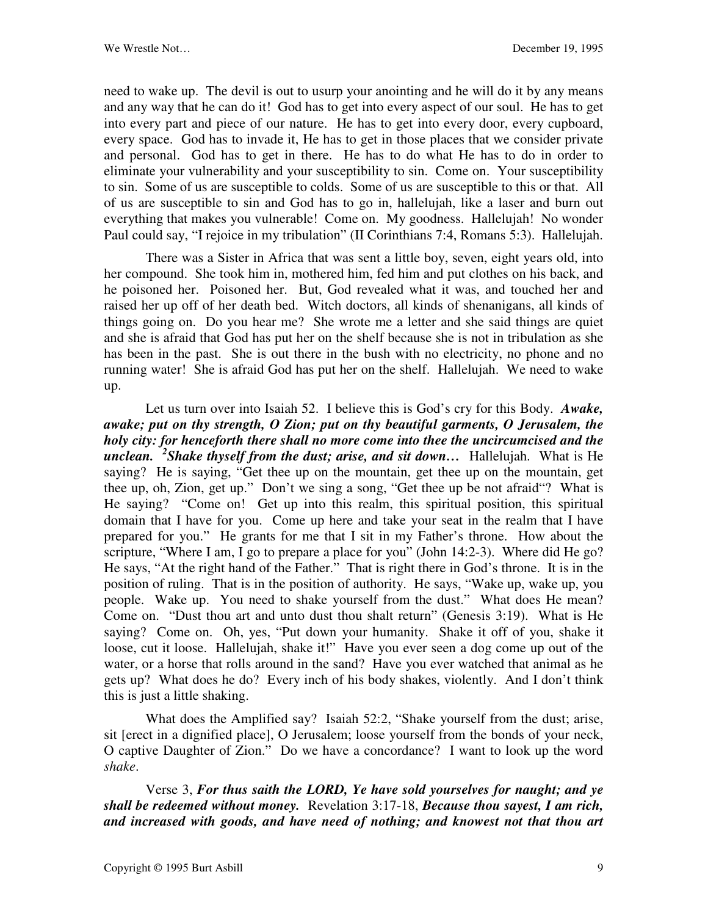need to wake up. The devil is out to usurp your anointing and he will do it by any means and any way that he can do it! God has to get into every aspect of our soul. He has to get into every part and piece of our nature. He has to get into every door, every cupboard, every space. God has to invade it, He has to get in those places that we consider private and personal. God has to get in there. He has to do what He has to do in order to eliminate your vulnerability and your susceptibility to sin. Come on. Your susceptibility to sin. Some of us are susceptible to colds. Some of us are susceptible to this or that. All of us are susceptible to sin and God has to go in, hallelujah, like a laser and burn out everything that makes you vulnerable! Come on. My goodness. Hallelujah! No wonder Paul could say, "I rejoice in my tribulation" (II Corinthians 7:4, Romans 5:3). Hallelujah.

There was a Sister in Africa that was sent a little boy, seven, eight years old, into her compound. She took him in, mothered him, fed him and put clothes on his back, and he poisoned her. Poisoned her. But, God revealed what it was, and touched her and raised her up off of her death bed. Witch doctors, all kinds of shenanigans, all kinds of things going on. Do you hear me? She wrote me a letter and she said things are quiet and she is afraid that God has put her on the shelf because she is not in tribulation as she has been in the past. She is out there in the bush with no electricity, no phone and no running water! She is afraid God has put her on the shelf. Hallelujah. We need to wake up.

Let us turn over into Isaiah 52. I believe this is God's cry for this Body. ***Awake, awake; put on thy strength, O Zion; put on thy beautiful garments, O Jerusalem, the holy city: for henceforth there shall no more come into thee the uncircumcised and the unclean. [2]Shake thyself from the dust; arise, and sit down…*** Hallelujah. What is He saying? He is saying, "Get thee up on the mountain, get thee up on the mountain, get thee up, oh, Zion, get up." Don't we sing a song, "Get thee up be not afraid"? What is He saying? "Come on! Get up into this realm, this spiritual position, this spiritual domain that I have for you. Come up here and take your seat in the realm that I have prepared for you." He grants for me that I sit in my Father's throne. How about the scripture, "Where I am, I go to prepare a place for you" (John 14:2-3). Where did He go? He says, "At the right hand of the Father." That is right there in God's throne. It is in the position of ruling. That is in the position of authority. He says, "Wake up, wake up, you people. Wake up. You need to shake yourself from the dust." What does He mean? Come on. "Dust thou art and unto dust thou shalt return" (Genesis 3:19). What is He saying? Come on. Oh, yes, "Put down your humanity. Shake it off of you, shake it loose, cut it loose. Hallelujah, shake it!" Have you ever seen a dog come up out of the water, or a horse that rolls around in the sand? Have you ever watched that animal as he gets up? What does he do? Every inch of his body shakes, violently. And I don't think this is just a little shaking.

What does the Amplified say? Isaiah 52:2, "Shake yourself from the dust; arise, sit [erect in a dignified place], O Jerusalem; loose yourself from the bonds of your neck, O captive Daughter of Zion." Do we have a concordance? I want to look up the word *shake*.

Verse 3, ***For thus saith the LORD, Ye have sold yourselves for naught; and ye shall be redeemed without money.*** Revelation 3:17-18, ***Because thou sayest, I am rich, and increased with goods, and have need of nothing; and knowest not that thou art***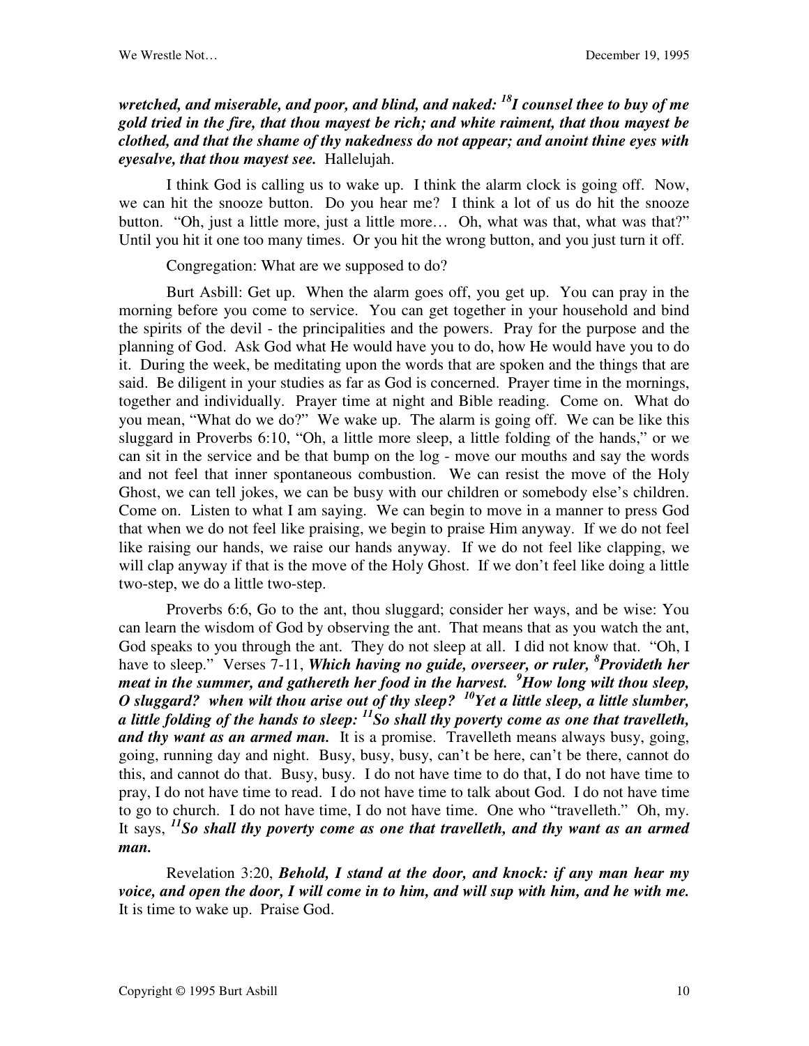***wretched, and miserable, and poor, and blind, and naked: [18]I counsel thee to buy of me gold tried in the fire, that thou mayest be rich; and white raiment, that thou mayest be clothed, and that the shame of thy nakedness do not appear; and anoint thine eyes with eyesalve, that thou mayest see.*** Hallelujah.

I think God is calling us to wake up. I think the alarm clock is going off. Now, we can hit the snooze button. Do you hear me? I think a lot of us do hit the snooze button. "Oh, just a little more, just a little more… Oh, what was that, what was that?" Until you hit it one too many times. Or you hit the wrong button, and you just turn it off.

Congregation: What are we supposed to do?

Burt Asbill: Get up. When the alarm goes off, you get up. You can pray in the morning before you come to service. You can get together in your household and bind the spirits of the devil - the principalities and the powers. Pray for the purpose and the planning of God. Ask God what He would have you to do, how He would have you to do it. During the week, be meditating upon the words that are spoken and the things that are said. Be diligent in your studies as far as God is concerned. Prayer time in the mornings, together and individually. Prayer time at night and Bible reading. Come on. What do you mean, "What do we do?" We wake up. The alarm is going off. We can be like this sluggard in Proverbs 6:10, "Oh, a little more sleep, a little folding of the hands," or we can sit in the service and be that bump on the log - move our mouths and say the words and not feel that inner spontaneous combustion. We can resist the move of the Holy Ghost, we can tell jokes, we can be busy with our children or somebody else's children. Come on. Listen to what I am saying. We can begin to move in a manner to press God that when we do not feel like praising, we begin to praise Him anyway. If we do not feel like raising our hands, we raise our hands anyway. If we do not feel like clapping, we will clap anyway if that is the move of the Holy Ghost. If we don't feel like doing a little two-step, we do a little two-step.

Proverbs 6:6, Go to the ant, thou sluggard; consider her ways, and be wise: You can learn the wisdom of God by observing the ant. That means that as you watch the ant, God speaks to you through the ant. They do not sleep at all. I did not know that. "Oh, I have to sleep." Verses 7-11, ***Which having no guide, overseer, or ruler, [8]Provideth her meat in the summer, and gathereth her food in the harvest. [9]How long wilt thou sleep, O sluggard? when wilt thou arise out of thy sleep? [10]Yet a little sleep, a little slumber, a little folding of the hands to sleep: [11]So shall thy poverty come as one that travelleth, and thy want as an armed man.*** It is a promise. Travelleth means always busy, going, going, running day and night. Busy, busy, busy, can't be here, can't be there, cannot do this, and cannot do that. Busy, busy. I do not have time to do that, I do not have time to pray, I do not have time to read. I do not have time to talk about God. I do not have time to go to church. I do not have time, I do not have time. One who "travelleth." Oh, my. It says, ***[11]So shall thy poverty come as one that travelleth, and thy want as an armed man.***

Revelation 3:20, ***Behold, I stand at the door, and knock: if any man hear my voice, and open the door, I will come in to him, and will sup with him, and he with me.*** It is time to wake up. Praise God.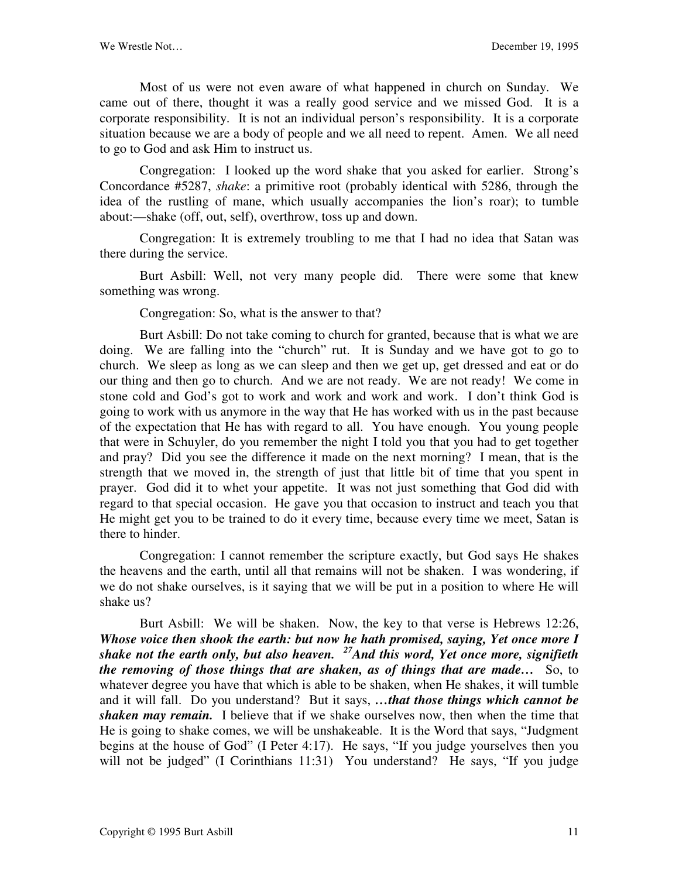Most of us were not even aware of what happened in church on Sunday. We came out of there, thought it was a really good service and we missed God. It is a corporate responsibility. It is not an individual person's responsibility. It is a corporate situation because we are a body of people and we all need to repent. Amen. We all need to go to God and ask Him to instruct us.

Congregation: I looked up the word shake that you asked for earlier. Strong's Concordance #5287, *shake*: a primitive root (probably identical with 5286, through the idea of the rustling of mane, which usually accompanies the lion's roar); to tumble about:—shake (off, out, self), overthrow, toss up and down.

Congregation: It is extremely troubling to me that I had no idea that Satan was there during the service.

Burt Asbill: Well, not very many people did. There were some that knew something was wrong.

Congregation: So, what is the answer to that?

Burt Asbill: Do not take coming to church for granted, because that is what we are doing. We are falling into the "church" rut. It is Sunday and we have got to go to church. We sleep as long as we can sleep and then we get up, get dressed and eat or do our thing and then go to church. And we are not ready. We are not ready! We come in stone cold and God's got to work and work and work and work. I don't think God is going to work with us anymore in the way that He has worked with us in the past because of the expectation that He has with regard to all. You have enough. You young people that were in Schuyler, do you remember the night I told you that you had to get together and pray? Did you see the difference it made on the next morning? I mean, that is the strength that we moved in, the strength of just that little bit of time that you spent in prayer. God did it to whet your appetite. It was not just something that God did with regard to that special occasion. He gave you that occasion to instruct and teach you that He might get you to be trained to do it every time, because every time we meet, Satan is there to hinder.

Congregation: I cannot remember the scripture exactly, but God says He shakes the heavens and the earth, until all that remains will not be shaken. I was wondering, if we do not shake ourselves, is it saying that we will be put in a position to where He will shake us?

Burt Asbill: We will be shaken. Now, the key to that verse is Hebrews 12:26, ***Whose voice then shook the earth: but now he hath promised, saying, Yet once more I shake not the earth only, but also heaven. [27]And this word, Yet once more, signifieth the removing of those things that are shaken, as of things that are made…*** So, to whatever degree you have that which is able to be shaken, when He shakes, it will tumble and it will fall. Do you understand? But it says, ***…that those things which cannot be shaken may remain.*** I believe that if we shake ourselves now, then when the time that He is going to shake comes, we will be unshakeable. It is the Word that says, "Judgment begins at the house of God" (I Peter 4:17). He says, "If you judge yourselves then you will not be judged" (I Corinthians 11:31) You understand? He says, "If you judge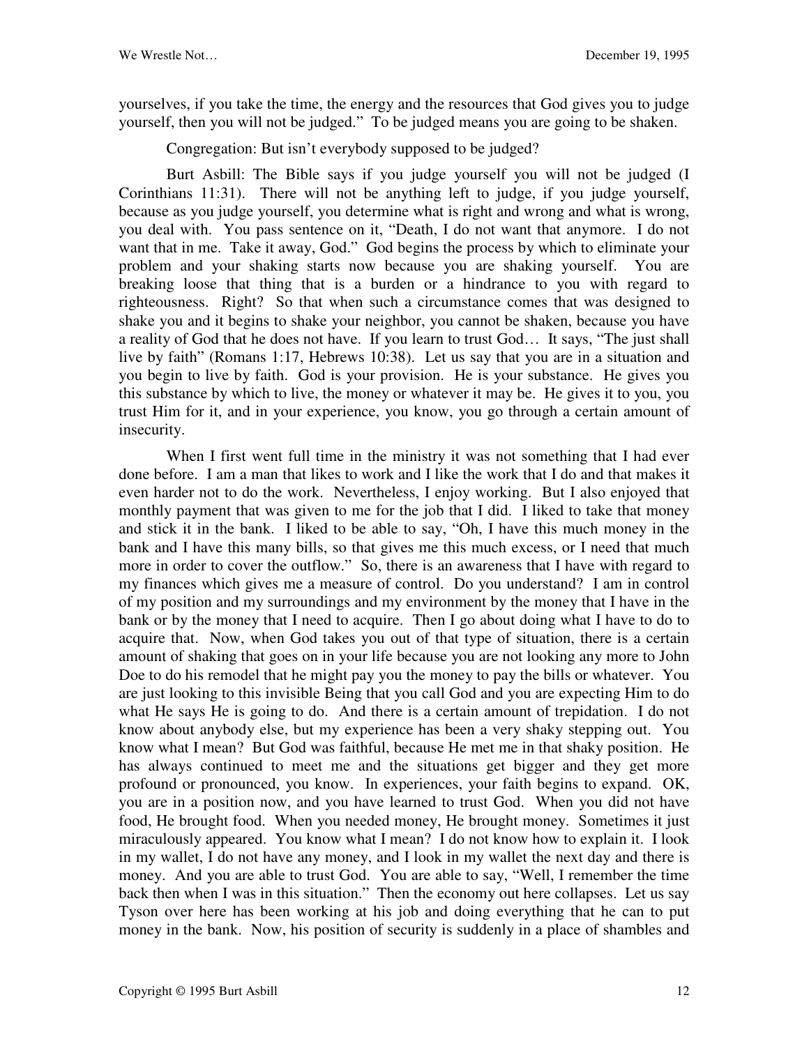yourselves, if you take the time, the energy and the resources that God gives you to judge yourself, then you will not be judged." To be judged means you are going to be shaken.

Congregation: But isn't everybody supposed to be judged?

Burt Asbill: The Bible says if you judge yourself you will not be judged (I Corinthians 11:31). There will not be anything left to judge, if you judge yourself, because as you judge yourself, you determine what is right and wrong and what is wrong, you deal with. You pass sentence on it, "Death, I do not want that anymore. I do not want that in me. Take it away, God." God begins the process by which to eliminate your problem and your shaking starts now because you are shaking yourself. You are breaking loose that thing that is a burden or a hindrance to you with regard to righteousness. Right? So that when such a circumstance comes that was designed to shake you and it begins to shake your neighbor, you cannot be shaken, because you have a reality of God that he does not have. If you learn to trust God… It says, "The just shall live by faith" (Romans 1:17, Hebrews 10:38). Let us say that you are in a situation and you begin to live by faith. God is your provision. He is your substance. He gives you this substance by which to live, the money or whatever it may be. He gives it to you, you trust Him for it, and in your experience, you know, you go through a certain amount of insecurity.

When I first went full time in the ministry it was not something that I had ever done before. I am a man that likes to work and I like the work that I do and that makes it even harder not to do the work. Nevertheless, I enjoy working. But I also enjoyed that monthly payment that was given to me for the job that I did. I liked to take that money and stick it in the bank. I liked to be able to say, "Oh, I have this much money in the bank and I have this many bills, so that gives me this much excess, or I need that much more in order to cover the outflow." So, there is an awareness that I have with regard to my finances which gives me a measure of control. Do you understand? I am in control of my position and my surroundings and my environment by the money that I have in the bank or by the money that I need to acquire. Then I go about doing what I have to do to acquire that. Now, when God takes you out of that type of situation, there is a certain amount of shaking that goes on in your life because you are not looking any more to John Doe to do his remodel that he might pay you the money to pay the bills or whatever. You are just looking to this invisible Being that you call God and you are expecting Him to do what He says He is going to do. And there is a certain amount of trepidation. I do not know about anybody else, but my experience has been a very shaky stepping out. You know what I mean? But God was faithful, because He met me in that shaky position. He has always continued to meet me and the situations get bigger and they get more profound or pronounced, you know. In experiences, your faith begins to expand. OK, you are in a position now, and you have learned to trust God. When you did not have food, He brought food. When you needed money, He brought money. Sometimes it just miraculously appeared. You know what I mean? I do not know how to explain it. I look in my wallet, I do not have any money, and I look in my wallet the next day and there is money. And you are able to trust God. You are able to say, "Well, I remember the time back then when I was in this situation." Then the economy out here collapses. Let us say Tyson over here has been working at his job and doing everything that he can to put money in the bank. Now, his position of security is suddenly in a place of shambles and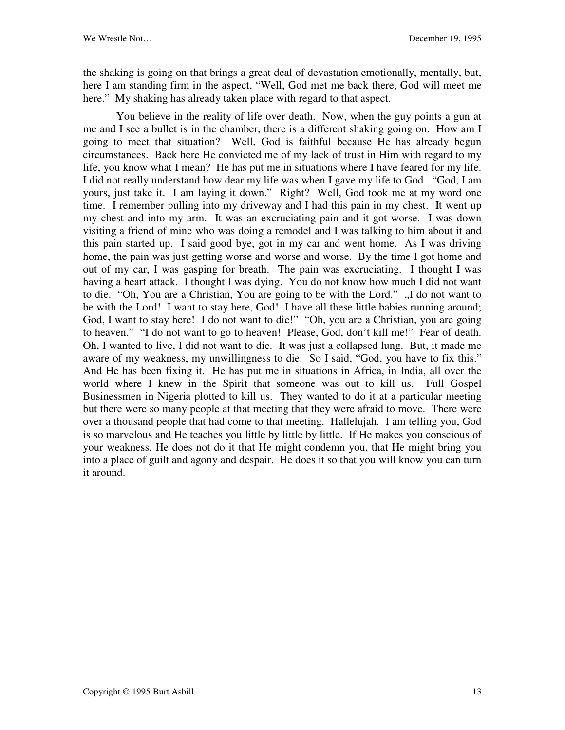the shaking is going on that brings a great deal of devastation emotionally, mentally, but, here I am standing firm in the aspect, "Well, God met me back there, God will meet me here." My shaking has already taken place with regard to that aspect.

You believe in the reality of life over death. Now, when the guy points a gun at me and I see a bullet is in the chamber, there is a different shaking going on. How am I going to meet that situation? Well, God is faithful because He has already begun circumstances. Back here He convicted me of my lack of trust in Him with regard to my life, you know what I mean? He has put me in situations where I have feared for my life. I did not really understand how dear my life was when I gave my life to God. "God, I am yours, just take it. I am laying it down." Right? Well, God took me at my word one time. I remember pulling into my driveway and I had this pain in my chest. It went up my chest and into my arm. It was an excruciating pain and it got worse. I was down visiting a friend of mine who was doing a remodel and I was talking to him about it and this pain started up. I said good bye, got in my car and went home. As I was driving home, the pain was just getting worse and worse and worse. By the time I got home and out of my car, I was gasping for breath. The pain was excruciating. I thought I was having a heart attack. I thought I was dying. You do not know how much I did not want to die. "Oh, You are a Christian, You are going to be with the Lord." „I do not want to be with the Lord! I want to stay here, God! I have all these little babies running around; God, I want to stay here! I do not want to die!" "Oh, you are a Christian, you are going to heaven." "I do not want to go to heaven! Please, God, don't kill me!" Fear of death. Oh, I wanted to live, I did not want to die. It was just a collapsed lung. But, it made me aware of my weakness, my unwillingness to die. So I said, "God, you have to fix this." And He has been fixing it. He has put me in situations in Africa, in India, all over the world where I knew in the Spirit that someone was out to kill us. Full Gospel Businessmen in Nigeria plotted to kill us. They wanted to do it at a particular meeting but there were so many people at that meeting that they were afraid to move. There were over a thousand people that had come to that meeting. Hallelujah. I am telling you, God is so marvelous and He teaches you little by little by little. If He makes you conscious of your weakness, He does not do it that He might condemn you, that He might bring you into a place of guilt and agony and despair. He does it so that you will know you can turn it around.

Copyright © 1995 Burt Asbill